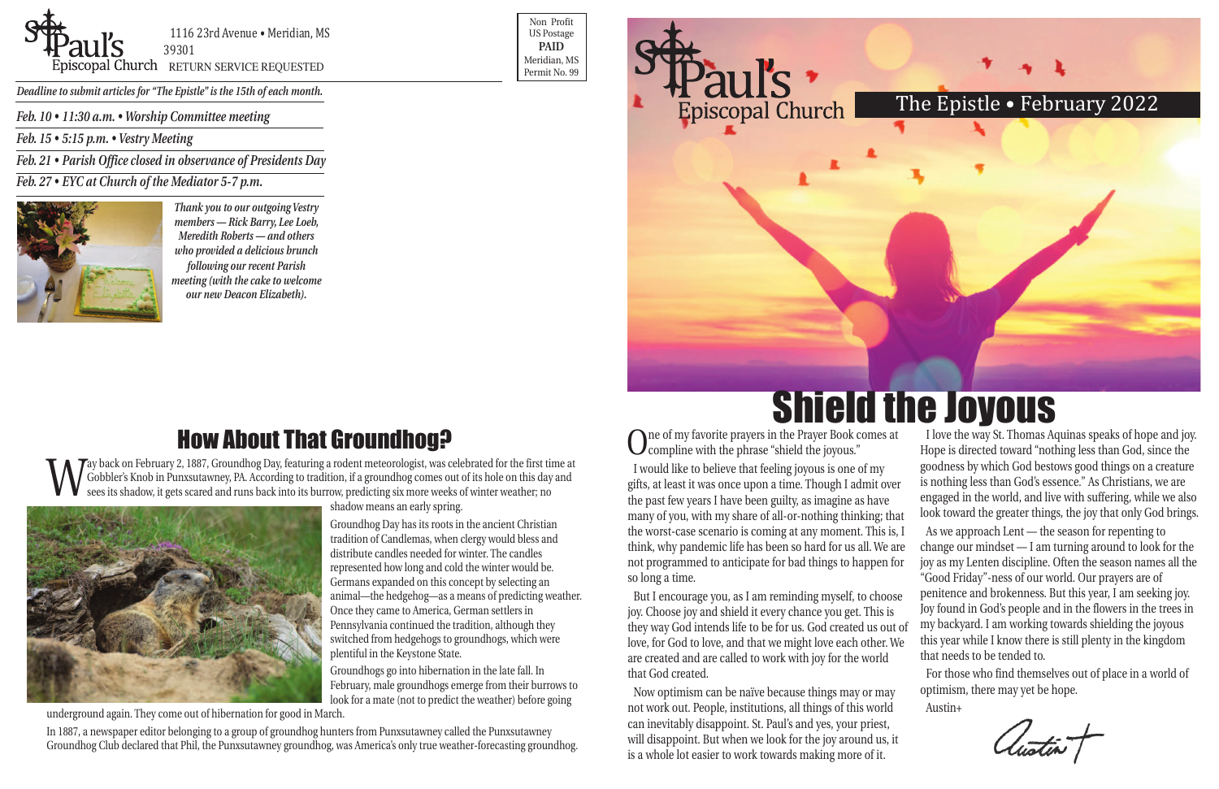St. Paul's Episcopal Church
1116 23rd Avenue • Meridian, MS 39301
RETURN SERVICE REQUESTED

Non Profit
US Postage
**PAID**
Meridian, MS
Permit No. 99

*Deadline to submit articles for "The Epistle" is the 15th of each month.*

*Feb. 10 • 11:30 a.m. • Worship Committee meeting*

*Feb. 15 • 5:15 p.m. • Vestry Meeting*

*Feb. 21 • Parish Office closed in observance of Presidents Day*

*Feb. 27 • EYC at Church of the Mediator 5-7 p.m.*

*Thank you to our outgoing Vestry members — Rick Barry, Lee Loeb, Meredith Roberts — and others who provided a delicious brunch following our recent Parish meeting (with the cake to welcome our new Deacon Elizabeth).*

## How About That Groundhog?

Way back on February 2, 1887, Groundhog Day, featuring a rodent meteorologist, was celebrated for the first time at Gobbler's Knob in Punxsutawney, PA. According to tradition, if a groundhog comes out of its hole on this day and sees its shadow, it gets scared and runs back into its burrow, predicting six more weeks of winter weather; no shadow means an early spring.

Groundhog Day has its roots in the ancient Christian tradition of Candlemas, when clergy would bless and distribute candles needed for winter. The candles represented how long and cold the winter would be. Germans expanded on this concept by selecting an animal—the hedgehog—as a means of predicting weather. Once they came to America, German settlers in Pennsylvania continued the tradition, although they switched from hedgehogs to groundhogs, which were plentiful in the Keystone State.

Groundhogs go into hibernation in the late fall. In February, male groundhogs emerge from their burrows to look for a mate (not to predict the weather) before going underground again. They come out of hibernation for good in March.

In 1887, a newspaper editor belonging to a group of groundhog hunters from Punxsutawney called the Punxsutawney Groundhog Club declared that Phil, the Punxsutawney groundhog, was America's only true weather-forecasting groundhog.

St. Paul's Episcopal Church

The Epistle • February 2022

# Shield the Joyous

One of my favorite prayers in the Prayer Book comes at compline with the phrase "shield the joyous."

I would like to believe that feeling joyous is one of my gifts, at least it was once upon a time. Though I admit over the past few years I have been guilty, as imagine as have many of you, with my share of all-or-nothing thinking; that the worst-case scenario is coming at any moment. This is, I think, why pandemic life has been so hard for us all. We are not programmed to anticipate for bad things to happen for so long a time.

But I encourage you, as I am reminding myself, to choose joy. Choose joy and shield it every chance you get. This is they way God intends life to be for us. God created us out of love, for God to love, and that we might love each other. We are created and are called to work with joy for the world that God created.

Now optimism can be naïve because things may or may not work out. People, institutions, all things of this world can inevitably disappoint. St. Paul's and yes, your priest, will disappoint. But when we look for the joy around us, it is a whole lot easier to work towards making more of it.

I love the way St. Thomas Aquinas speaks of hope and joy. Hope is directed toward "nothing less than God, since the goodness by which God bestows good things on a creature is nothing less than God's essence." As Christians, we are engaged in the world, and live with suffering, while we also look toward the greater things, the joy that only God brings.

As we approach Lent — the season for repenting to change our mindset — I am turning around to look for the joy as my Lenten discipline. Often the season names all the "Good Friday"-ness of our world. Our prayers are of penitence and brokenness. But this year, I am seeking joy. Joy found in God's people and in the flowers in the trees in my backyard. I am working towards shielding the joyous this year while I know there is still plenty in the kingdom that needs to be tended to.

For those who find themselves out of place in a world of optimism, there may yet be hope.

Austin+

Austin+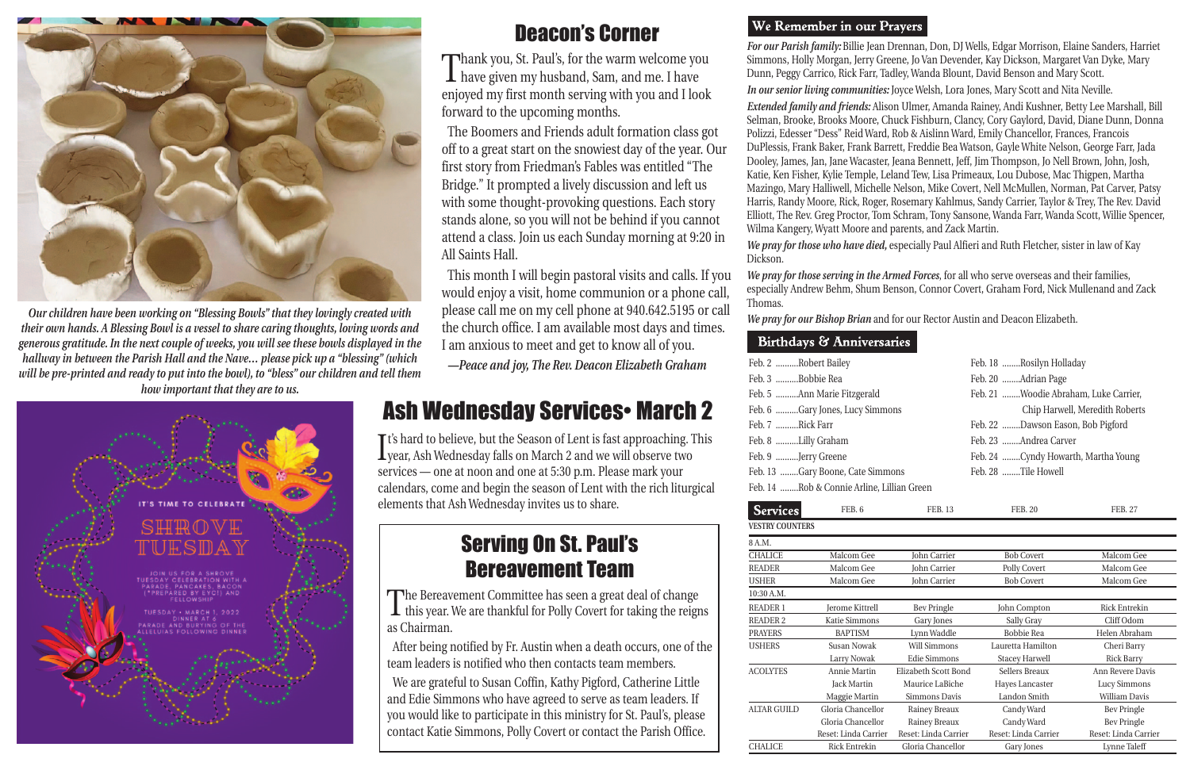*Our children have been working on "Blessing Bowls" that they lovingly created with their own hands. A Blessing Bowl is a vessel to share caring thoughts, loving words and generous gratitude. In the next couple of weeks, you will see these bowls displayed in the hallway in between the Parish Hall and the Nave… please pick up a "blessing" (which will be pre-printed and ready to put into the bowl), to "bless" our children and tell them how important that they are to us.*

IT'S TIME TO CELEBRATE

SHROVE TUESDAY

JOIN US FOR A SHROVE TUESDAY CELEBRATION WITH A PARADE, PANCAKES, BACON (*PREPARED BY EYC!) AND FELLOWSHIP

TUESDAY • MARCH 1, 2022
DINNER AT 6
PARADE AND BURYING OF THE ALLELUIAS FOLLOWING DINNER

## Deacon's Corner

Thank you, St. Paul's, for the warm welcome you have given my husband, Sam, and me. I have enjoyed my first month serving with you and I look forward to the upcoming months.

The Boomers and Friends adult formation class got off to a great start on the snowiest day of the year. Our first story from Friedman's Fables was entitled "The Bridge." It prompted a lively discussion and left us with some thought-provoking questions. Each story stands alone, so you will not be behind if you cannot attend a class. Join us each Sunday morning at 9:20 in All Saints Hall.

This month I will begin pastoral visits and calls. If you would enjoy a visit, home communion or a phone call, please call me on my cell phone at 940.642.5195 or call the church office. I am available most days and times. I am anxious to meet and get to know all of you.

*—Peace and joy, The Rev. Deacon Elizabeth Graham*

## Ash Wednesday Services• March 2

It's hard to believe, but the Season of Lent is fast approaching. This year, Ash Wednesday falls on March 2 and we will observe two services — one at noon and one at 5:30 p.m. Please mark your calendars, come and begin the season of Lent with the rich liturgical elements that Ash Wednesday invites us to share.

## Serving On St. Paul's Bereavement Team

The Bereavement Committee has seen a great deal of change this year. We are thankful for Polly Covert for taking the reigns as Chairman.

After being notified by Fr. Austin when a death occurs, one of the team leaders is notified who then contacts team members.

We are grateful to Susan Coffin, Kathy Pigford, Catherine Little and Edie Simmons who have agreed to serve as team leaders. If you would like to participate in this ministry for St. Paul's, please contact Katie Simmons, Polly Covert or contact the Parish Office.

## We Remember in our Prayers

***For our Parish family:*** Billie Jean Drennan, Don, DJ Wells, Edgar Morrison, Elaine Sanders, Harriet Simmons, Holly Morgan, Jerry Greene, Jo Van Devender, Kay Dickson, Margaret Van Dyke, Mary Dunn, Peggy Carrico, Rick Farr, Tadley, Wanda Blount, David Benson and Mary Scott.

***In our senior living communities:*** Joyce Welsh, Lora Jones, Mary Scott and Nita Neville.

***Extended family and friends:*** Alison Ulmer, Amanda Rainey, Andi Kushner, Betty Lee Marshall, Bill Selman, Brooke, Brooks Moore, Chuck Fishburn, Clancy, Cory Gaylord, David, Diane Dunn, Donna Polizzi, Edesser "Dess" Reid Ward, Rob & Aislinn Ward, Emily Chancellor, Frances, Francois DuPlessis, Frank Baker, Frank Barrett, Freddie Bea Watson, Gayle White Nelson, George Farr, Jada Dooley, James, Jan, Jane Wacaster, Jeana Bennett, Jeff, Jim Thompson, Jo Nell Brown, John, Josh, Katie, Ken Fisher, Kylie Temple, Leland Tew, Lisa Primeaux, Lou Dubose, Mac Thigpen, Martha Mazingo, Mary Halliwell, Michelle Nelson, Mike Covert, Nell McMullen, Norman, Pat Carver, Patsy Harris, Randy Moore, Rick, Roger, Rosemary Kahlmus, Sandy Carrier, Taylor & Trey, The Rev. David Elliott, The Rev. Greg Proctor, Tom Schram, Tony Sansone, Wanda Farr, Wanda Scott, Willie Spencer, Wilma Kangery, Wyatt Moore and parents, and Zack Martin.

***We pray for those who have died,*** especially Paul Alfieri and Ruth Fletcher, sister in law of Kay Dickson.

***We pray for those serving in the Armed Forces***, for all who serve overseas and their families, especially Andrew Behm, Shum Benson, Connor Covert, Graham Ford, Nick Mullenand and Zack Thomas.

***We pray for our Bishop Brian*** and for our Rector Austin and Deacon Elizabeth.

## Birthdays & Anniversaries

Feb. 2 ..........Robert Bailey
Feb. 3 ..........Bobbie Rea
Feb. 5 ..........Ann Marie Fitzgerald
Feb. 6 ..........Gary Jones, Lucy Simmons
Feb. 7 ..........Rick Farr
Feb. 8 ..........Lilly Graham
Feb. 9 ..........Jerry Greene
Feb. 13 ........Gary Boone, Cate Simmons
Feb. 14 ........Rob & Connie Arline, Lillian Green
Feb. 18 ........Rosilyn Holladay
Feb. 20 ........Adrian Page
Feb. 21 ........Woodie Abraham, Luke Carrier, Chip Harwell, Meredith Roberts
Feb. 22 ........Dawson Eason, Bob Pigford
Feb. 23 ........Andrea Carver
Feb. 24 ........Cyndy Howarth, Martha Young
Feb. 28 ........Tile Howell

## Services

| Services | FEB. 6 | FEB. 13 | FEB. 20 | FEB. 27 |
|---|---|---|---|---|
| VESTRY COUNTERS | | | | |
| 8 A.M. | | | | |
| CHALICE | Malcom Gee | John Carrier | Bob Covert | Malcom Gee |
| READER | Malcom Gee | John Carrier | Polly Covert | Malcom Gee |
| USHER | Malcom Gee | John Carrier | Bob Covert | Malcom Gee |
| 10:30 A.M. | | | | |
| READER 1 | Jerome Kittrell | Bev Pringle | John Compton | Rick Entrekin |
| READER 2 | Katie Simmons | Gary Jones | Sally Gray | Cliff Odom |
| PRAYERS | BAPTISM | Lynn Waddle | Bobbie Rea | Helen Abraham |
| USHERS | Susan Nowak | Will Simmons | Lauretta Hamilton | Cheri Barry |
| | Larry Nowak | Edie Simmons | Stacey Harwell | Rick Barry |
| ACOLYTES | Annie Martin | Elizabeth Scott Bond | Sellers Breaux | Ann Revere Davis |
| | Jack Martin | Maurice LaBiche | Hayes Lancaster | Lucy Simmons |
| | Maggie Martin | Simmons Davis | Landon Smith | William Davis |
| ALTAR GUILD | Gloria Chancellor | Rainey Breaux | Candy Ward | Bev Pringle |
| | Gloria Chancellor | Rainey Breaux | Candy Ward | Bev Pringle |
| | Reset: Linda Carrier | Reset: Linda Carrier | Reset: Linda Carrier | Reset: Linda Carrier |
| CHALICE | Rick Entrekin | Gloria Chancellor | Gary Jones | Lynne Taleff |